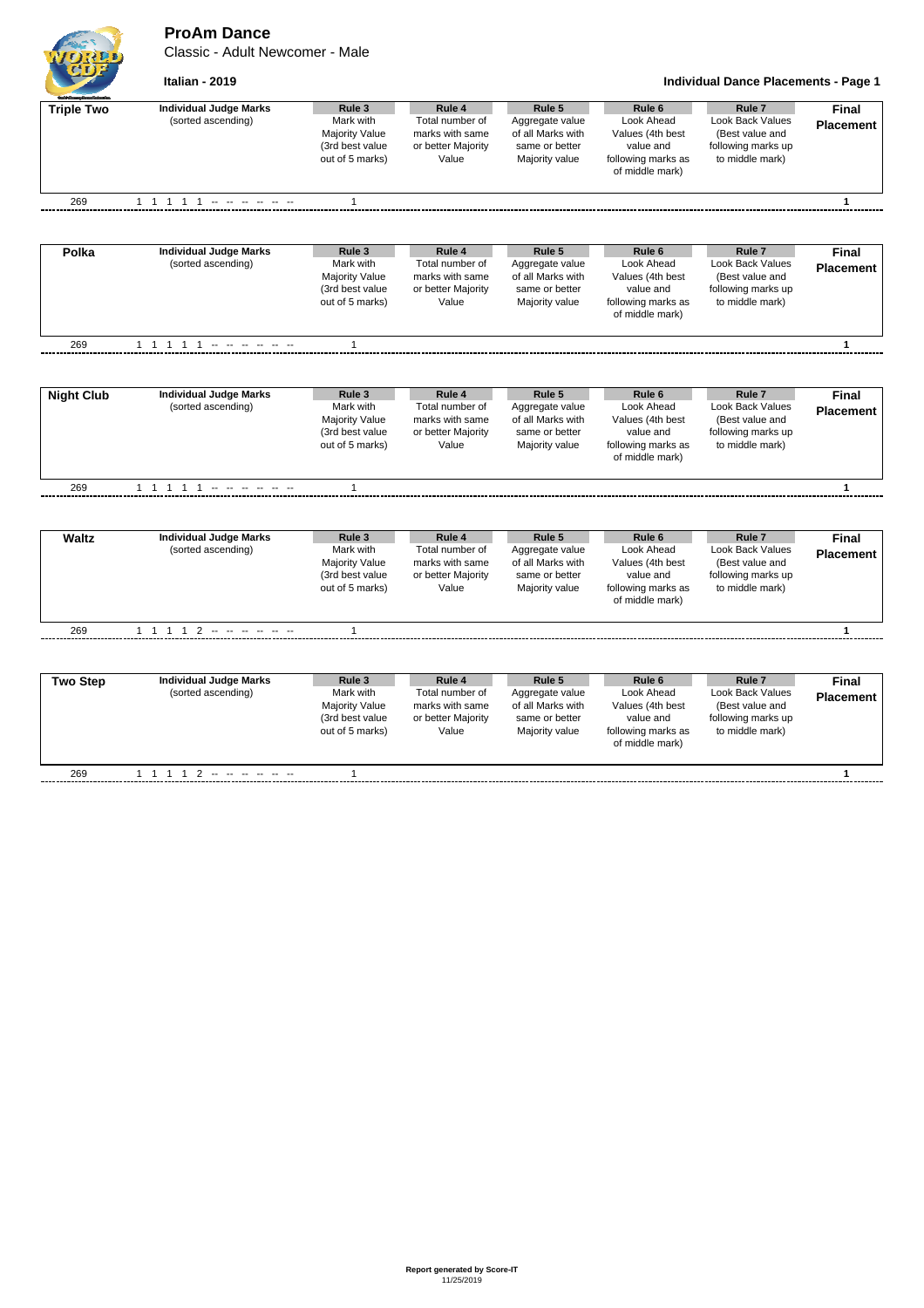# ProAm Dance

Classic - Adult Newcomer - Male

**Italian - 2019**

**Individual Dance Placements - Page 1**

| **Triple Two** | **Individual Judge Marks** (sorted ascending) | **Rule 3** Mark with Majority Value (3rd best value out of 5 marks) | **Rule 4** Total number of marks with same or better Majority Value | **Rule 5** Aggregate value of all Marks with same or better Majority value | **Rule 6** Look Ahead Values (4th best value and following marks as of middle mark) | **Rule 7** Look Back Values (Best value and following marks up to middle mark) | **Final Placement** |
|---|---|---|---|---|---|---|---|
| 269 | 1 1 1 1 1 -- -- -- -- -- -- | 1 | | | | | **1** |

| **Polka** | **Individual Judge Marks** (sorted ascending) | **Rule 3** Mark with Majority Value (3rd best value out of 5 marks) | **Rule 4** Total number of marks with same or better Majority Value | **Rule 5** Aggregate value of all Marks with same or better Majority value | **Rule 6** Look Ahead Values (4th best value and following marks as of middle mark) | **Rule 7** Look Back Values (Best value and following marks up to middle mark) | **Final Placement** |
|---|---|---|---|---|---|---|---|
| 269 | 1 1 1 1 1 -- -- -- -- -- -- | 1 | | | | | **1** |

| **Night Club** | **Individual Judge Marks** (sorted ascending) | **Rule 3** Mark with Majority Value (3rd best value out of 5 marks) | **Rule 4** Total number of marks with same or better Majority Value | **Rule 5** Aggregate value of all Marks with same or better Majority value | **Rule 6** Look Ahead Values (4th best value and following marks as of middle mark) | **Rule 7** Look Back Values (Best value and following marks up to middle mark) | **Final Placement** |
|---|---|---|---|---|---|---|---|
| 269 | 1 1 1 1 1 -- -- -- -- -- -- | 1 | | | | | **1** |

| **Waltz** | **Individual Judge Marks** (sorted ascending) | **Rule 3** Mark with Majority Value (3rd best value out of 5 marks) | **Rule 4** Total number of marks with same or better Majority Value | **Rule 5** Aggregate value of all Marks with same or better Majority value | **Rule 6** Look Ahead Values (4th best value and following marks as of middle mark) | **Rule 7** Look Back Values (Best value and following marks up to middle mark) | **Final Placement** |
|---|---|---|---|---|---|---|---|
| 269 | 1 1 1 1 2 -- -- -- -- -- -- | 1 | | | | | **1** |

| **Two Step** | **Individual Judge Marks** (sorted ascending) | **Rule 3** Mark with Majority Value (3rd best value out of 5 marks) | **Rule 4** Total number of marks with same or better Majority Value | **Rule 5** Aggregate value of all Marks with same or better Majority value | **Rule 6** Look Ahead Values (4th best value and following marks as of middle mark) | **Rule 7** Look Back Values (Best value and following marks up to middle mark) | **Final Placement** |
|---|---|---|---|---|---|---|---|
| 269 | 1 1 1 1 2 -- -- -- -- -- -- | 1 | | | | | **1** |

**Report generated by Score-IT**
11/25/2019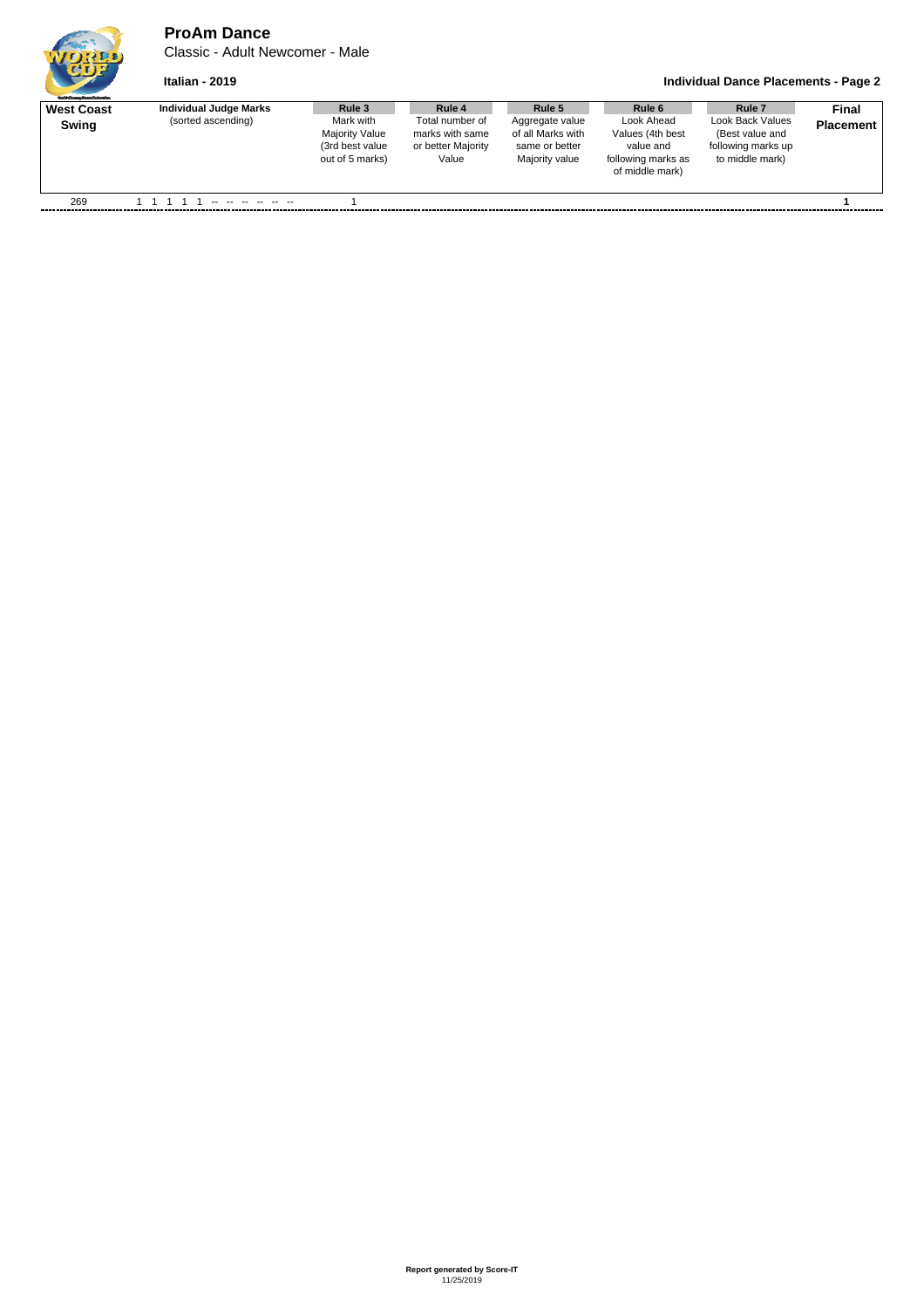# ProAm Dance

Classic - Adult Newcomer - Male

**Italian - 2019**

**Individual Dance Placements - Page 2**

| **West Coast Swing** | **Individual Judge Marks** (sorted ascending) | **Rule 3** Mark with Majority Value (3rd best value out of 5 marks) | **Rule 4** Total number of marks with same or better Majority Value | **Rule 5** Aggregate value of all Marks with same or better Majority value | **Rule 6** Look Ahead Values (4th best value and following marks as of middle mark) | **Rule 7** Look Back Values (Best value and following marks up to middle mark) | **Final Placement** |
|---|---|---|---|---|---|---|---|
| 269 | 1 1 1 1 1 -- -- -- -- -- -- | 1 | | | | | **1** |

**Report generated by Score-IT**
11/25/2019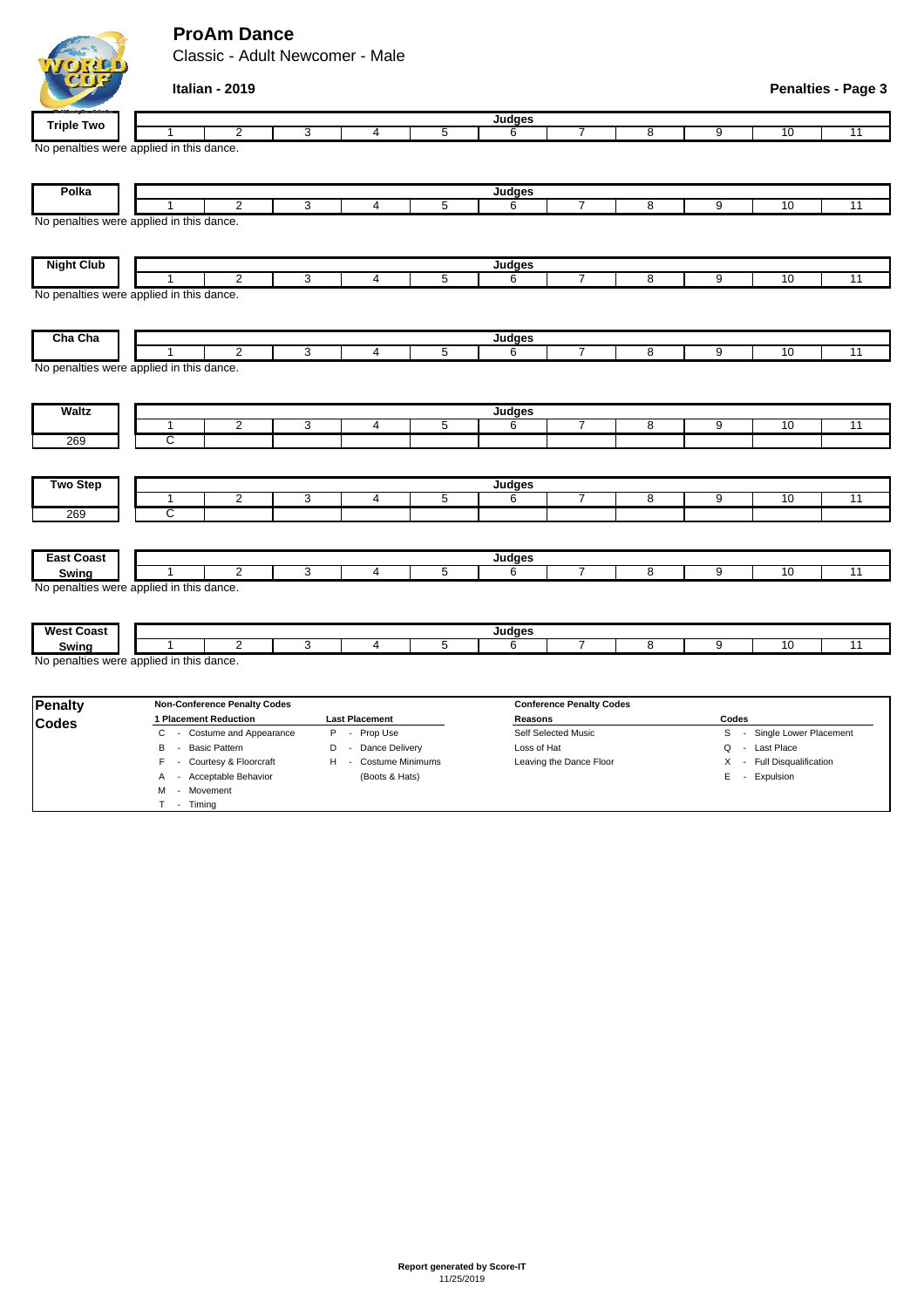# ProAm Dance

Classic - Adult Newcomer - Male

**Italian - 2019**

**Penalties - Page 3**

| Triple Two | Judges | | | | | | | | | | |
|---|---|---|---|---|---|---|---|---|---|---|---|
| | 1 | 2 | 3 | 4 | 5 | 6 | 7 | 8 | 9 | 10 | 11 |

No penalties were applied in this dance.

| Polka | Judges | | | | | | | | | | |
|---|---|---|---|---|---|---|---|---|---|---|---|
| | 1 | 2 | 3 | 4 | 5 | 6 | 7 | 8 | 9 | 10 | 11 |

No penalties were applied in this dance.

| Night Club | Judges | | | | | | | | | | |
|---|---|---|---|---|---|---|---|---|---|---|---|
| | 1 | 2 | 3 | 4 | 5 | 6 | 7 | 8 | 9 | 10 | 11 |

No penalties were applied in this dance.

| Cha Cha | Judges | | | | | | | | | | |
|---|---|---|---|---|---|---|---|---|---|---|---|
| | 1 | 2 | 3 | 4 | 5 | 6 | 7 | 8 | 9 | 10 | 11 |

No penalties were applied in this dance.

| Waltz | Judges | | | | | | | | | | |
|---|---|---|---|---|---|---|---|---|---|---|---|
| | 1 | 2 | 3 | 4 | 5 | 6 | 7 | 8 | 9 | 10 | 11 |
| 269 | C | | | | | | | | | | |

| Two Step | Judges | | | | | | | | | | |
|---|---|---|---|---|---|---|---|---|---|---|---|
| | 1 | 2 | 3 | 4 | 5 | 6 | 7 | 8 | 9 | 10 | 11 |
| 269 | C | | | | | | | | | | |

| East Coast Swing | Judges | | | | | | | | | | |
|---|---|---|---|---|---|---|---|---|---|---|---|
| | 1 | 2 | 3 | 4 | 5 | 6 | 7 | 8 | 9 | 10 | 11 |

No penalties were applied in this dance.

| West Coast Swing | Judges | | | | | | | | | | |
|---|---|---|---|---|---|---|---|---|---|---|---|
| | 1 | 2 | 3 | 4 | 5 | 6 | 7 | 8 | 9 | 10 | 11 |

No penalties were applied in this dance.

## Penalty Codes

**Non-Conference Penalty Codes**

| 1 Placement Reduction | Last Placement |
|---|---|
| C - Costume and Appearance | P - Prop Use |
| B - Basic Pattern | D - Dance Delivery |
| F - Courtesy & Floorcraft | H - Costume Minimums (Boots & Hats) |
| A - Acceptable Behavior | |
| M - Movement | |
| T - Timing | |

**Conference Penalty Codes**

| Reasons | Codes |
|---|---|
| Self Selected Music | S - Single Lower Placement |
| Loss of Hat | Q - Last Place |
| Leaving the Dance Floor | X - Full Disqualification |
| | E - Expulsion |

**Report generated by Score-IT**
11/25/2019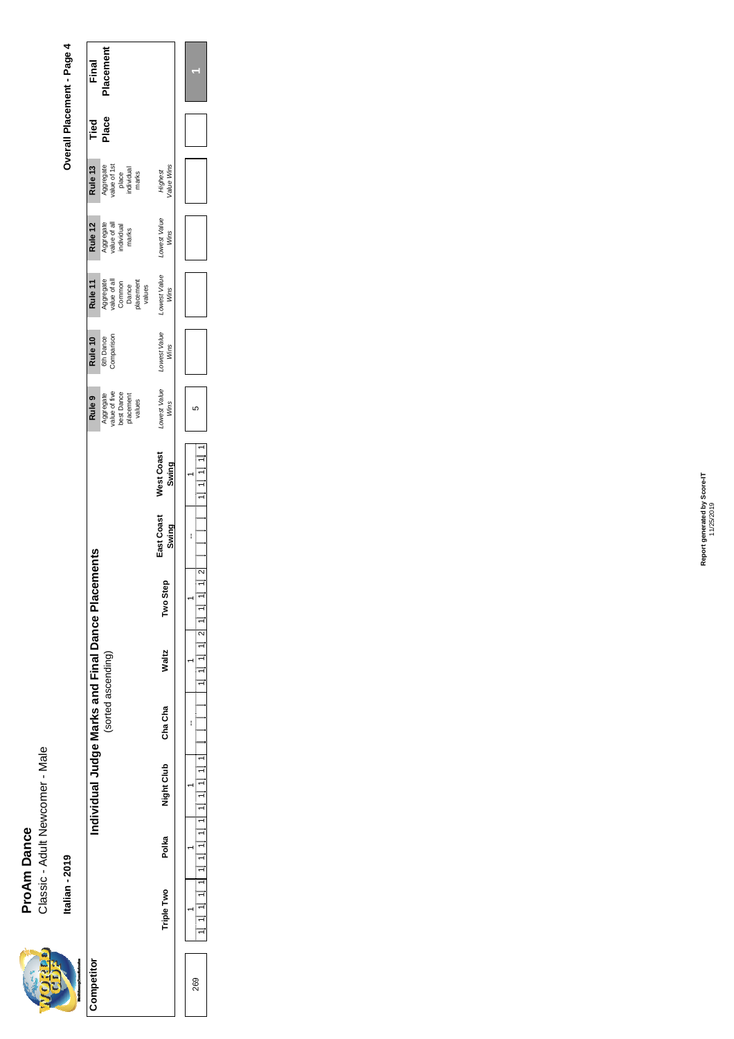# ProAm Dance

Classic - Adult Newcomer - Male

**Italian - 2019**

**Overall Placement - Page 4**

## Individual Judge Marks and Final Dance Placements

(sorted ascending)

| Competitor | Triple Two | Polka | Night Club | Cha Cha | Waltz | Two Step | East Coast Swing | West Coast Swing | Rule 9 Aggregate value of five best Dance placement values *Lowest Value Wins* | Rule 10 6th Dance Comparison *Lowest Value Wins* | Rule 11 Aggregate value of all Common Dance placement values *Lowest Value Wins* | Rule 12 Aggregate value of all individual marks *Lowest Value Wins* | Rule 13 Aggregate value of 1st place individual marks *Highest Value Wins* | Tied Place | Final Placement |
|---|---|---|---|---|---|---|---|---|---|---|---|---|---|---|---|
| 269 | 1<br>1 1 1 1 | 1<br>1 1 1 1 | 1<br>1 1 1 1 | -- | 1<br>1 1 1 2 | 1<br>1 1 1 2 | -- | 1<br>1 1 1 1 | 5 | | | | | | 1 |

**Report generated by Score-IT**
11/25/2019